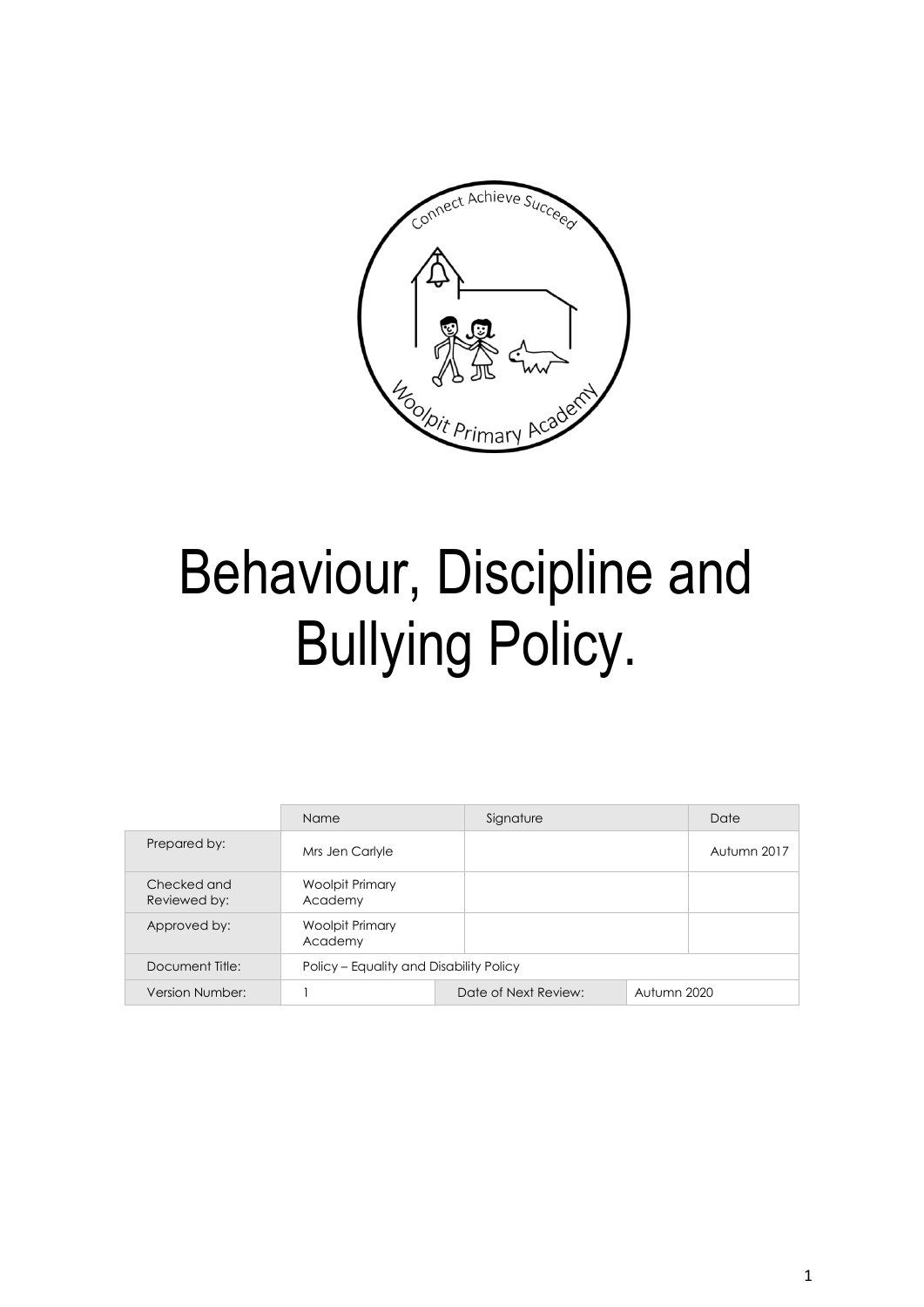# Behaviour, Discipline and Bullying Policy.

| | Name | Signature | | Date |
|---|---|---|---|---|
| Prepared by: | Mrs Jen Carlyle | | | Autumn 2017 |
| Checked and Reviewed by: | Woolpit Primary Academy | | | |
| Approved by: | Woolpit Primary Academy | | | |
| Document Title: | Policy – Equality and Disability Policy | | | |
| Version Number: | 1 | Date of Next Review: | Autumn 2020 | |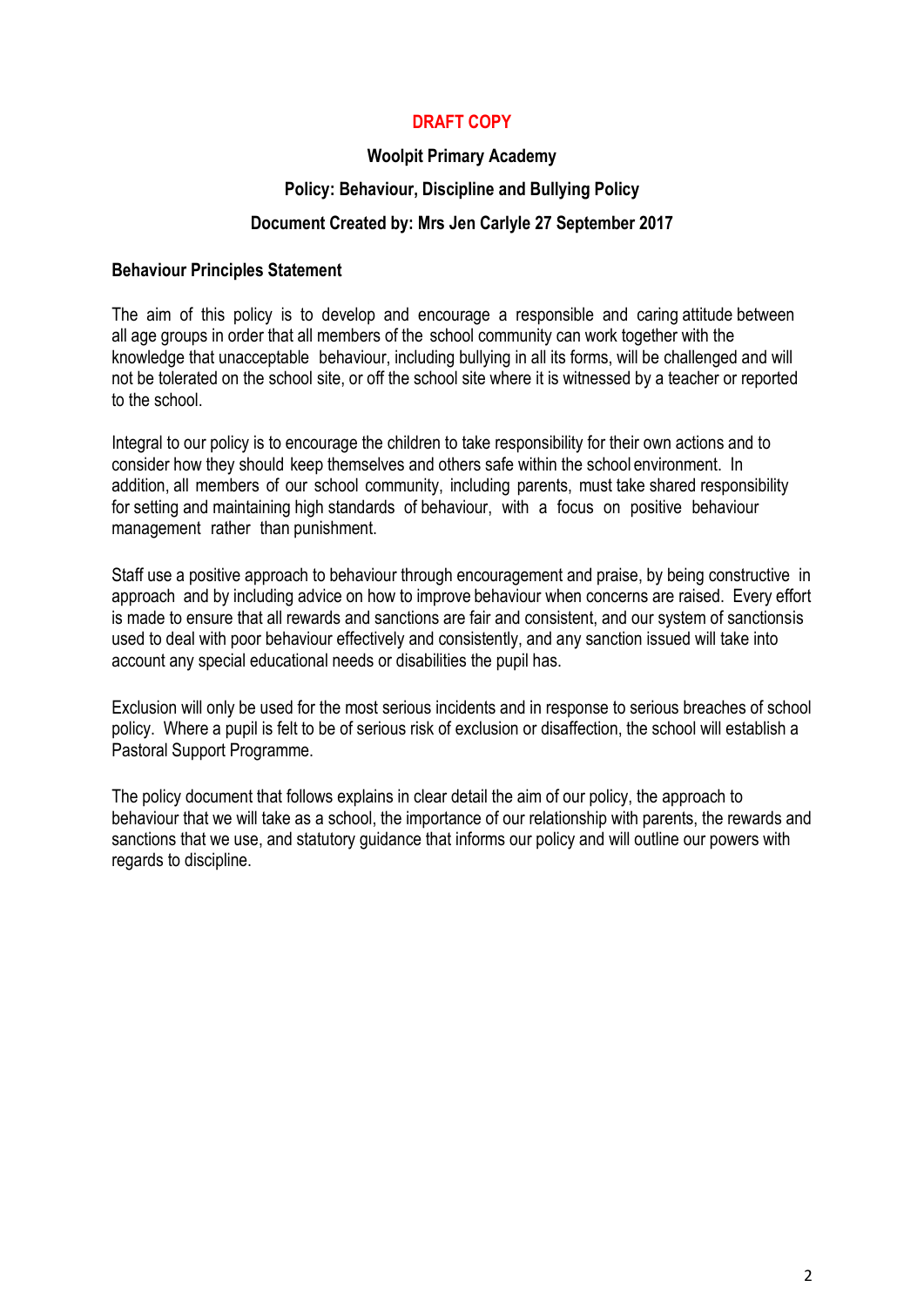**DRAFT COPY**

**Woolpit Primary Academy**

**Policy: Behaviour, Discipline and Bullying Policy**

**Document Created by: Mrs Jen Carlyle 27 September 2017**

**Behaviour Principles Statement**

The aim of this policy is to develop and encourage a responsible and caring attitude between all age groups in order that all members of the school community can work together with the knowledge that unacceptable behaviour, including bullying in all its forms, will be challenged and will not be tolerated on the school site, or off the school site where it is witnessed by a teacher or reported to the school.

Integral to our policy is to encourage the children to take responsibility for their own actions and to consider how they should keep themselves and others safe within the school environment. In addition, all members of our school community, including parents, must take shared responsibility for setting and maintaining high standards of behaviour, with a focus on positive behaviour management rather than punishment.

Staff use a positive approach to behaviour through encouragement and praise, by being constructive in approach and by including advice on how to improve behaviour when concerns are raised. Every effort is made to ensure that all rewards and sanctions are fair and consistent, and our system of sanctionsis used to deal with poor behaviour effectively and consistently, and any sanction issued will take into account any special educational needs or disabilities the pupil has.

Exclusion will only be used for the most serious incidents and in response to serious breaches of school policy. Where a pupil is felt to be of serious risk of exclusion or disaffection, the school will establish a Pastoral Support Programme.

The policy document that follows explains in clear detail the aim of our policy, the approach to behaviour that we will take as a school, the importance of our relationship with parents, the rewards and sanctions that we use, and statutory guidance that informs our policy and will outline our powers with regards to discipline.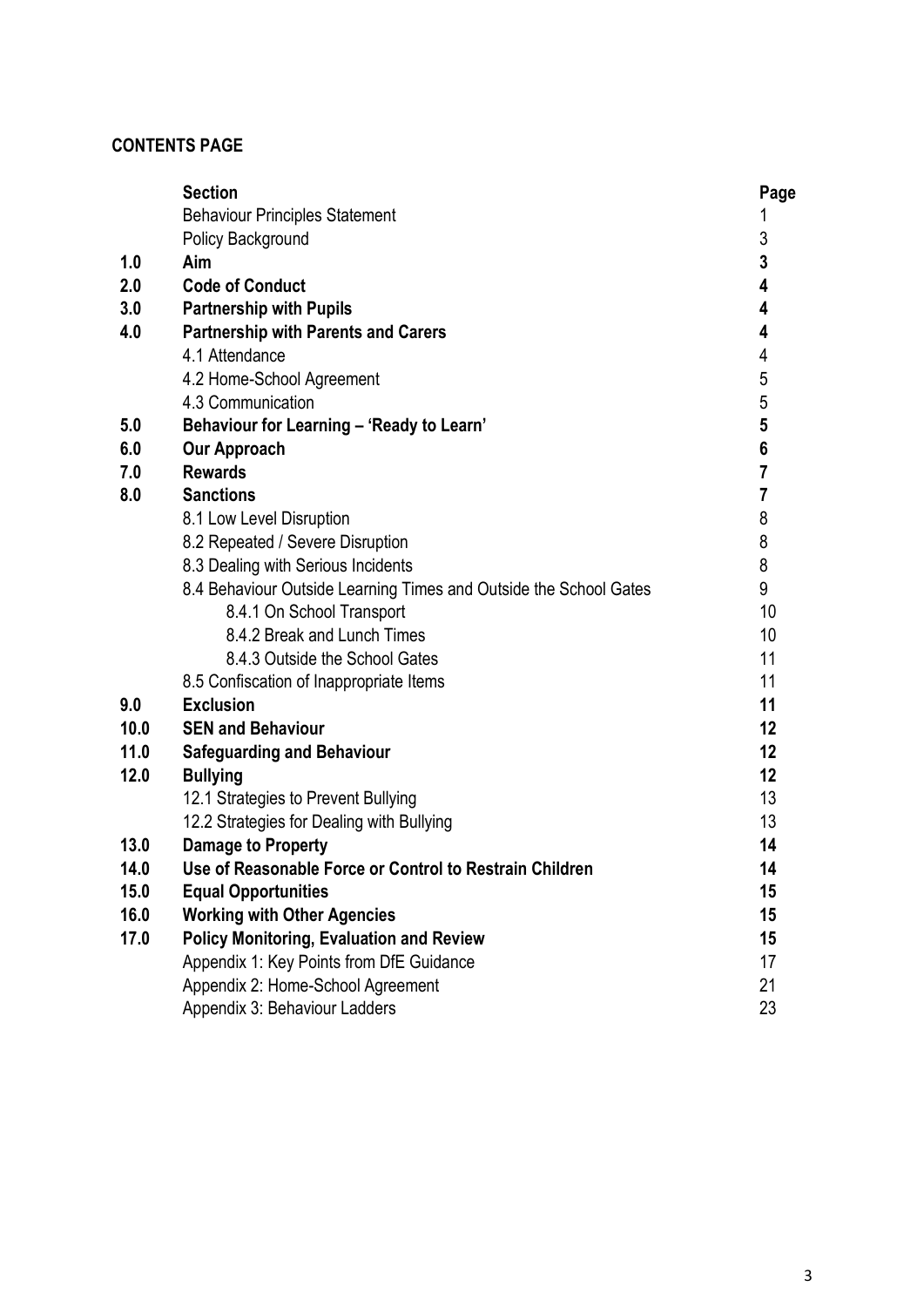**CONTENTS PAGE**

| | **Section** | **Page** |
|---|---|---|
| | Behaviour Principles Statement | 1 |
| | Policy Background | 3 |
| **1.0** | **Aim** | **3** |
| **2.0** | **Code of Conduct** | **4** |
| **3.0** | **Partnership with Pupils** | **4** |
| **4.0** | **Partnership with Parents and Carers** | **4** |
| | 4.1 Attendance | 4 |
| | 4.2 Home-School Agreement | 5 |
| | 4.3 Communication | 5 |
| **5.0** | **Behaviour for Learning – 'Ready to Learn'** | **5** |
| **6.0** | **Our Approach** | **6** |
| **7.0** | **Rewards** | **7** |
| **8.0** | **Sanctions** | **7** |
| | 8.1 Low Level Disruption | 8 |
| | 8.2 Repeated / Severe Disruption | 8 |
| | 8.3 Dealing with Serious Incidents | 8 |
| | 8.4 Behaviour Outside Learning Times and Outside the School Gates | 9 |
| | 8.4.1 On School Transport | 10 |
| | 8.4.2 Break and Lunch Times | 10 |
| | 8.4.3 Outside the School Gates | 11 |
| | 8.5 Confiscation of Inappropriate Items | 11 |
| **9.0** | **Exclusion** | **11** |
| **10.0** | **SEN and Behaviour** | **12** |
| **11.0** | **Safeguarding and Behaviour** | **12** |
| **12.0** | **Bullying** | **12** |
| | 12.1 Strategies to Prevent Bullying | 13 |
| | 12.2 Strategies for Dealing with Bullying | 13 |
| **13.0** | **Damage to Property** | **14** |
| **14.0** | **Use of Reasonable Force or Control to Restrain Children** | **14** |
| **15.0** | **Equal Opportunities** | **15** |
| **16.0** | **Working with Other Agencies** | **15** |
| **17.0** | **Policy Monitoring, Evaluation and Review** | **15** |
| | Appendix 1: Key Points from DfE Guidance | 17 |
| | Appendix 2: Home-School Agreement | 21 |
| | Appendix 3: Behaviour Ladders | 23 |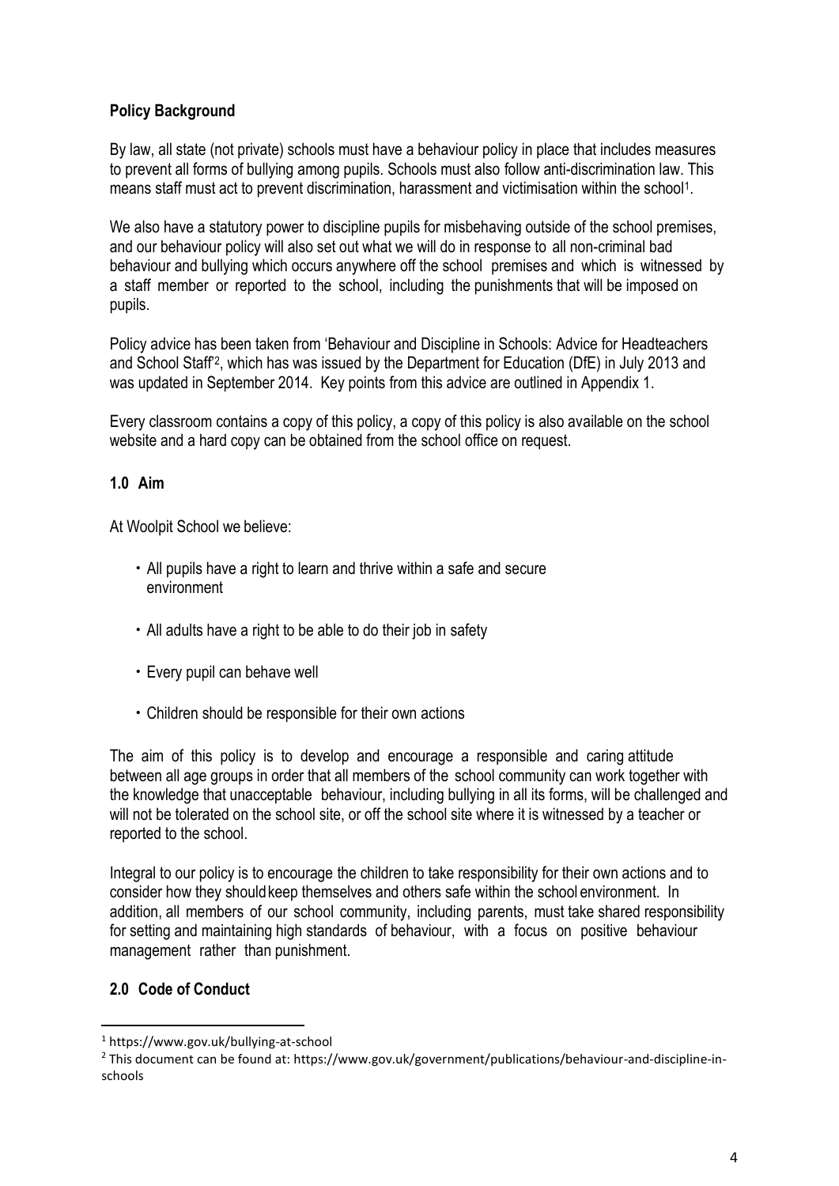## Policy Background

By law, all state (not private) schools must have a behaviour policy in place that includes measures to prevent all forms of bullying among pupils. Schools must also follow anti-discrimination law. This means staff must act to prevent discrimination, harassment and victimisation within the school[1].

We also have a statutory power to discipline pupils for misbehaving outside of the school premises, and our behaviour policy will also set out what we will do in response to all non-criminal bad behaviour and bullying which occurs anywhere off the school premises and which is witnessed by a staff member or reported to the school, including the punishments that will be imposed on pupils.

Policy advice has been taken from 'Behaviour and Discipline in Schools: Advice for Headteachers and School Staff'[2], which has was issued by the Department for Education (DfE) in July 2013 and was updated in September 2014. Key points from this advice are outlined in Appendix 1.

Every classroom contains a copy of this policy, a copy of this policy is also available on the school website and a hard copy can be obtained from the school office on request.

## 1.0 Aim

At Woolpit School we believe:

- All pupils have a right to learn and thrive within a safe and secure environment
- All adults have a right to be able to do their job in safety
- Every pupil can behave well
- Children should be responsible for their own actions

The aim of this policy is to develop and encourage a responsible and caring attitude between all age groups in order that all members of the school community can work together with the knowledge that unacceptable behaviour, including bullying in all its forms, will be challenged and will not be tolerated on the school site, or off the school site where it is witnessed by a teacher or reported to the school.

Integral to our policy is to encourage the children to take responsibility for their own actions and to consider how they should keep themselves and others safe within the school environment. In addition, all members of our school community, including parents, must take shared responsibility for setting and maintaining high standards of behaviour, with a focus on positive behaviour management rather than punishment.

## 2.0 Code of Conduct

[1] https://www.gov.uk/bullying-at-school

[2] This document can be found at: https://www.gov.uk/government/publications/behaviour-and-discipline-in-schools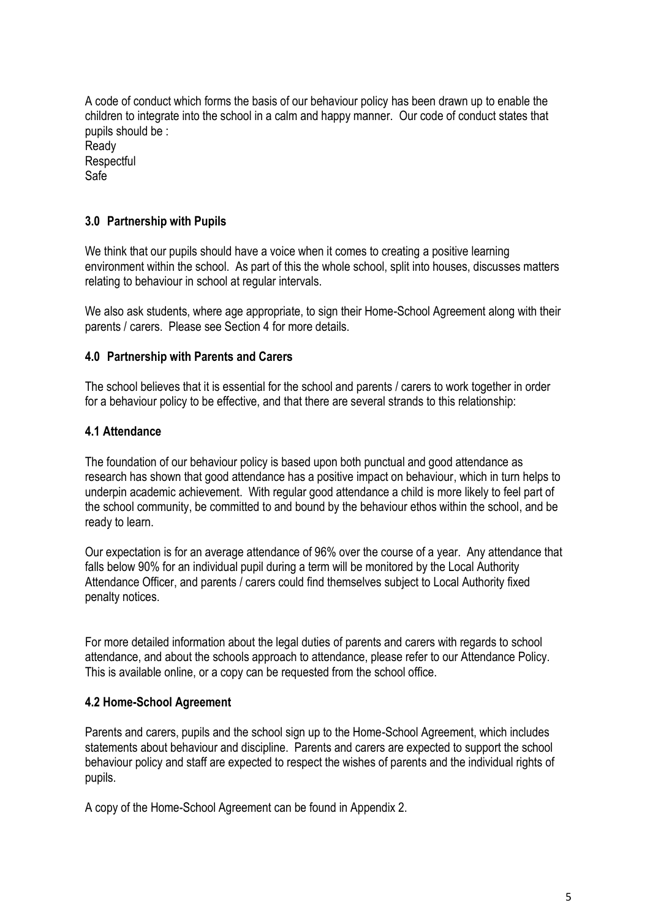A code of conduct which forms the basis of our behaviour policy has been drawn up to enable the children to integrate into the school in a calm and happy manner. Our code of conduct states that pupils should be :

Ready

Respectful

Safe

### 3.0 Partnership with Pupils

We think that our pupils should have a voice when it comes to creating a positive learning environment within the school. As part of this the whole school, split into houses, discusses matters relating to behaviour in school at regular intervals.

We also ask students, where age appropriate, to sign their Home-School Agreement along with their parents / carers. Please see Section 4 for more details.

### 4.0 Partnership with Parents and Carers

The school believes that it is essential for the school and parents / carers to work together in order for a behaviour policy to be effective, and that there are several strands to this relationship:

#### 4.1 Attendance

The foundation of our behaviour policy is based upon both punctual and good attendance as research has shown that good attendance has a positive impact on behaviour, which in turn helps to underpin academic achievement. With regular good attendance a child is more likely to feel part of the school community, be committed to and bound by the behaviour ethos within the school, and be ready to learn.

Our expectation is for an average attendance of 96% over the course of a year. Any attendance that falls below 90% for an individual pupil during a term will be monitored by the Local Authority Attendance Officer, and parents / carers could find themselves subject to Local Authority fixed penalty notices.

For more detailed information about the legal duties of parents and carers with regards to school attendance, and about the schools approach to attendance, please refer to our Attendance Policy. This is available online, or a copy can be requested from the school office.

#### 4.2 Home-School Agreement

Parents and carers, pupils and the school sign up to the Home-School Agreement, which includes statements about behaviour and discipline. Parents and carers are expected to support the school behaviour policy and staff are expected to respect the wishes of parents and the individual rights of pupils.

A copy of the Home-School Agreement can be found in Appendix 2.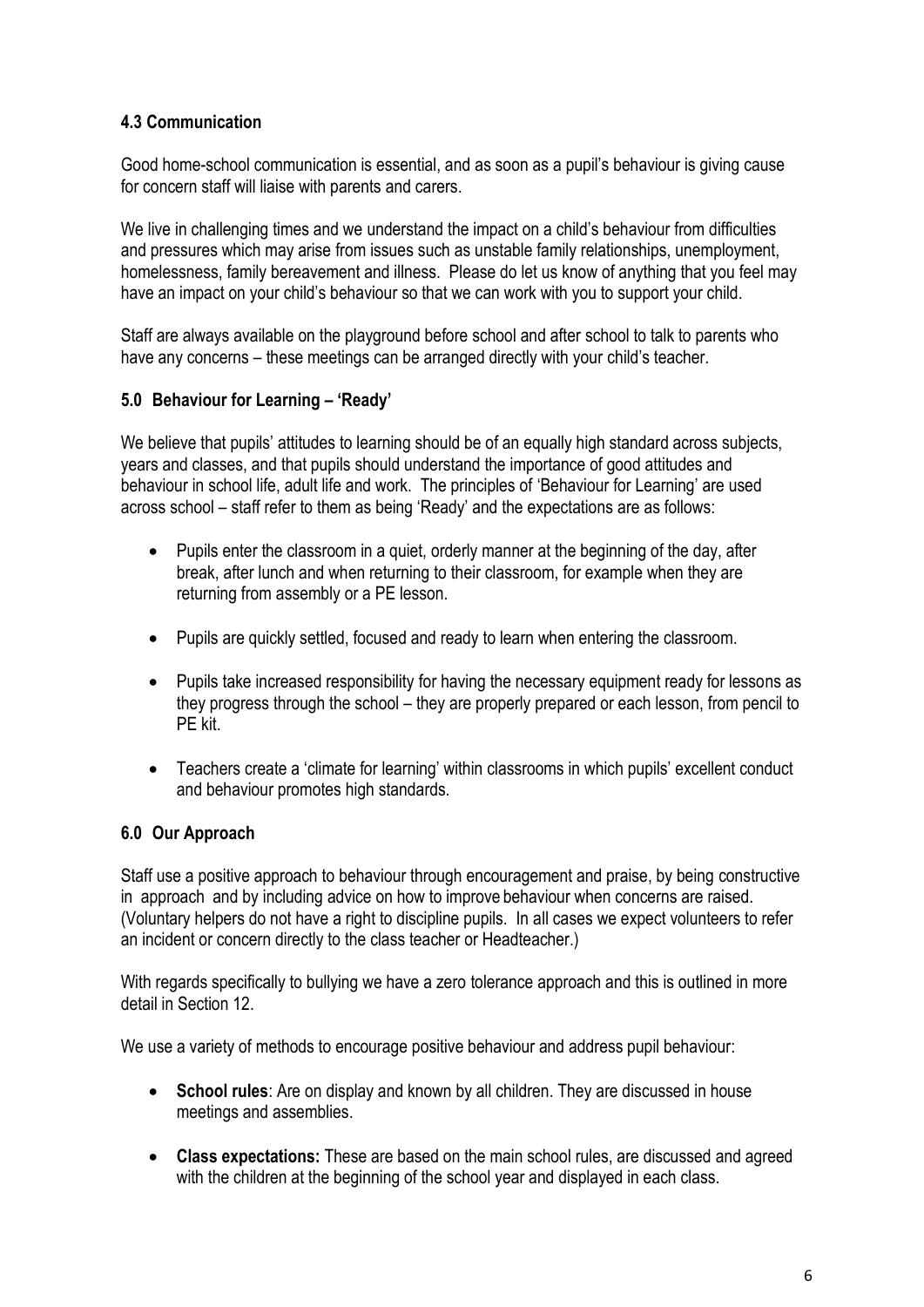### 4.3 Communication

Good home-school communication is essential, and as soon as a pupil's behaviour is giving cause for concern staff will liaise with parents and carers.

We live in challenging times and we understand the impact on a child's behaviour from difficulties and pressures which may arise from issues such as unstable family relationships, unemployment, homelessness, family bereavement and illness. Please do let us know of anything that you feel may have an impact on your child's behaviour so that we can work with you to support your child.

Staff are always available on the playground before school and after school to talk to parents who have any concerns – these meetings can be arranged directly with your child's teacher.

### 5.0 Behaviour for Learning – 'Ready'

We believe that pupils' attitudes to learning should be of an equally high standard across subjects, years and classes, and that pupils should understand the importance of good attitudes and behaviour in school life, adult life and work. The principles of 'Behaviour for Learning' are used across school – staff refer to them as being 'Ready' and the expectations are as follows:

- Pupils enter the classroom in a quiet, orderly manner at the beginning of the day, after break, after lunch and when returning to their classroom, for example when they are returning from assembly or a PE lesson.
- Pupils are quickly settled, focused and ready to learn when entering the classroom.
- Pupils take increased responsibility for having the necessary equipment ready for lessons as they progress through the school – they are properly prepared or each lesson, from pencil to PE kit.
- Teachers create a 'climate for learning' within classrooms in which pupils' excellent conduct and behaviour promotes high standards.

### 6.0 Our Approach

Staff use a positive approach to behaviour through encouragement and praise, by being constructive in approach and by including advice on how to improve behaviour when concerns are raised. (Voluntary helpers do not have a right to discipline pupils. In all cases we expect volunteers to refer an incident or concern directly to the class teacher or Headteacher.)

With regards specifically to bullying we have a zero tolerance approach and this is outlined in more detail in Section 12.

We use a variety of methods to encourage positive behaviour and address pupil behaviour:

- **School rules**: Are on display and known by all children. They are discussed in house meetings and assemblies.
- **Class expectations:** These are based on the main school rules, are discussed and agreed with the children at the beginning of the school year and displayed in each class.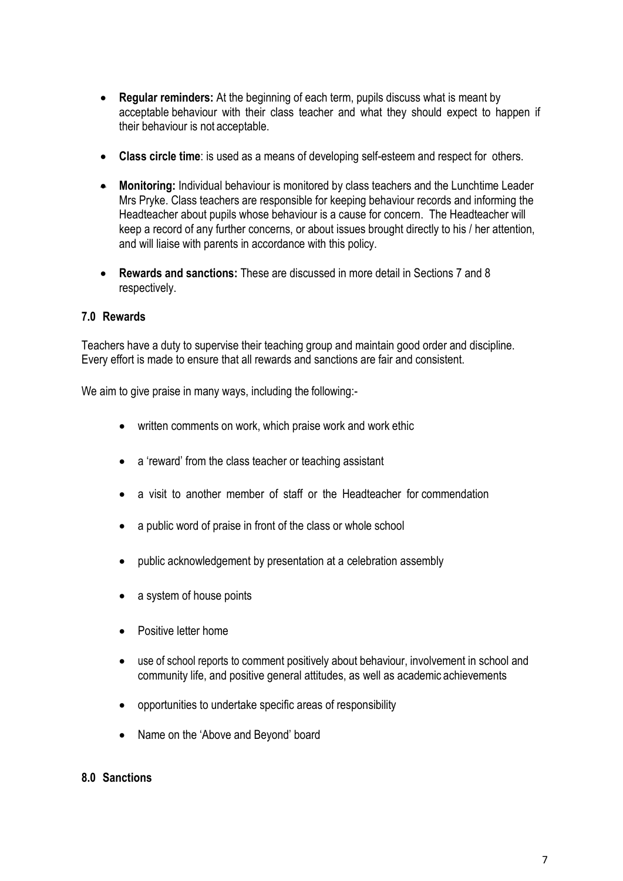- **Regular reminders:** At the beginning of each term, pupils discuss what is meant by acceptable behaviour with their class teacher and what they should expect to happen if their behaviour is not acceptable.

- **Class circle time**: is used as a means of developing self-esteem and respect for others.

- **Monitoring:** Individual behaviour is monitored by class teachers and the Lunchtime Leader Mrs Pryke. Class teachers are responsible for keeping behaviour records and informing the Headteacher about pupils whose behaviour is a cause for concern. The Headteacher will keep a record of any further concerns, or about issues brought directly to his / her attention, and will liaise with parents in accordance with this policy.

- **Rewards and sanctions:** These are discussed in more detail in Sections 7 and 8 respectively.

### 7.0 Rewards

Teachers have a duty to supervise their teaching group and maintain good order and discipline. Every effort is made to ensure that all rewards and sanctions are fair and consistent.

We aim to give praise in many ways, including the following:-

- written comments on work, which praise work and work ethic
- a 'reward' from the class teacher or teaching assistant
- a visit to another member of staff or the Headteacher for commendation
- a public word of praise in front of the class or whole school
- public acknowledgement by presentation at a celebration assembly
- a system of house points
- Positive letter home
- use of school reports to comment positively about behaviour, involvement in school and community life, and positive general attitudes, as well as academic achievements
- opportunities to undertake specific areas of responsibility
- Name on the 'Above and Beyond' board

### 8.0 Sanctions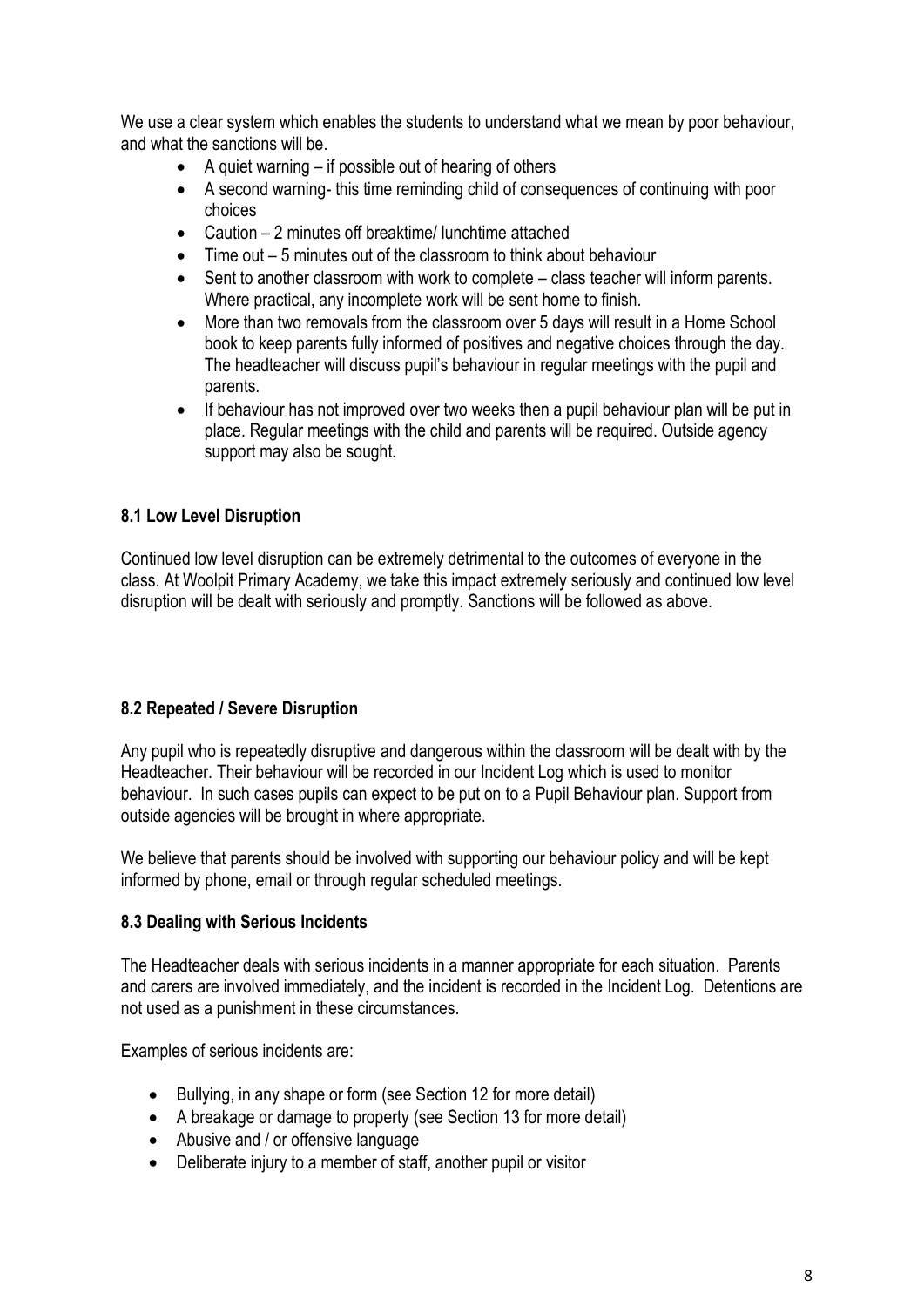We use a clear system which enables the students to understand what we mean by poor behaviour, and what the sanctions will be.

- A quiet warning – if possible out of hearing of others
- A second warning- this time reminding child of consequences of continuing with poor choices
- Caution – 2 minutes off breaktime/ lunchtime attached
- Time out – 5 minutes out of the classroom to think about behaviour
- Sent to another classroom with work to complete – class teacher will inform parents. Where practical, any incomplete work will be sent home to finish.
- More than two removals from the classroom over 5 days will result in a Home School book to keep parents fully informed of positives and negative choices through the day. The headteacher will discuss pupil's behaviour in regular meetings with the pupil and parents.
- If behaviour has not improved over two weeks then a pupil behaviour plan will be put in place. Regular meetings with the child and parents will be required. Outside agency support may also be sought.

### 8.1 Low Level Disruption

Continued low level disruption can be extremely detrimental to the outcomes of everyone in the class. At Woolpit Primary Academy, we take this impact extremely seriously and continued low level disruption will be dealt with seriously and promptly. Sanctions will be followed as above.

### 8.2 Repeated / Severe Disruption

Any pupil who is repeatedly disruptive and dangerous within the classroom will be dealt with by the Headteacher. Their behaviour will be recorded in our Incident Log which is used to monitor behaviour. In such cases pupils can expect to be put on to a Pupil Behaviour plan. Support from outside agencies will be brought in where appropriate.

We believe that parents should be involved with supporting our behaviour policy and will be kept informed by phone, email or through regular scheduled meetings.

### 8.3 Dealing with Serious Incidents

The Headteacher deals with serious incidents in a manner appropriate for each situation. Parents and carers are involved immediately, and the incident is recorded in the Incident Log. Detentions are not used as a punishment in these circumstances.

Examples of serious incidents are:

- Bullying, in any shape or form (see Section 12 for more detail)
- A breakage or damage to property (see Section 13 for more detail)
- Abusive and / or offensive language
- Deliberate injury to a member of staff, another pupil or visitor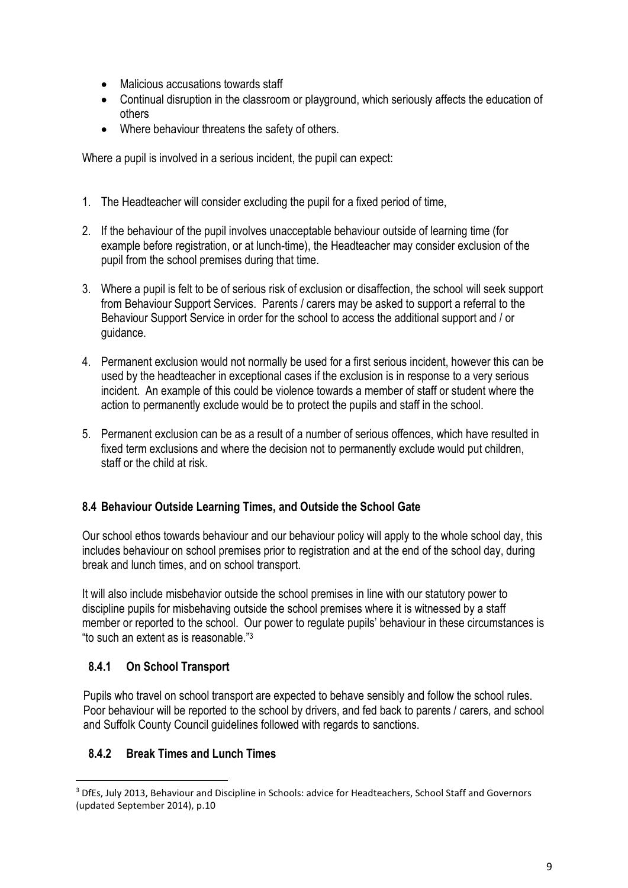- Malicious accusations towards staff
- Continual disruption in the classroom or playground, which seriously affects the education of others
- Where behaviour threatens the safety of others.

Where a pupil is involved in a serious incident, the pupil can expect:

1. The Headteacher will consider excluding the pupil for a fixed period of time,

2. If the behaviour of the pupil involves unacceptable behaviour outside of learning time (for example before registration, or at lunch-time), the Headteacher may consider exclusion of the pupil from the school premises during that time.

3. Where a pupil is felt to be of serious risk of exclusion or disaffection, the school will seek support from Behaviour Support Services. Parents / carers may be asked to support a referral to the Behaviour Support Service in order for the school to access the additional support and / or guidance.

4. Permanent exclusion would not normally be used for a first serious incident, however this can be used by the headteacher in exceptional cases if the exclusion is in response to a very serious incident. An example of this could be violence towards a member of staff or student where the action to permanently exclude would be to protect the pupils and staff in the school.

5. Permanent exclusion can be as a result of a number of serious offences, which have resulted in fixed term exclusions and where the decision not to permanently exclude would put children, staff or the child at risk.

### 8.4 Behaviour Outside Learning Times, and Outside the School Gate

Our school ethos towards behaviour and our behaviour policy will apply to the whole school day, this includes behaviour on school premises prior to registration and at the end of the school day, during break and lunch times, and on school transport.

It will also include misbehavior outside the school premises in line with our statutory power to discipline pupils for misbehaving outside the school premises where it is witnessed by a staff member or reported to the school. Our power to regulate pupils' behaviour in these circumstances is "to such an extent as is reasonable."[3]

#### 8.4.1 On School Transport

Pupils who travel on school transport are expected to behave sensibly and follow the school rules. Poor behaviour will be reported to the school by drivers, and fed back to parents / carers, and school and Suffolk County Council guidelines followed with regards to sanctions.

#### 8.4.2 Break Times and Lunch Times

[3] DfEs, July 2013, Behaviour and Discipline in Schools: advice for Headteachers, School Staff and Governors (updated September 2014), p.10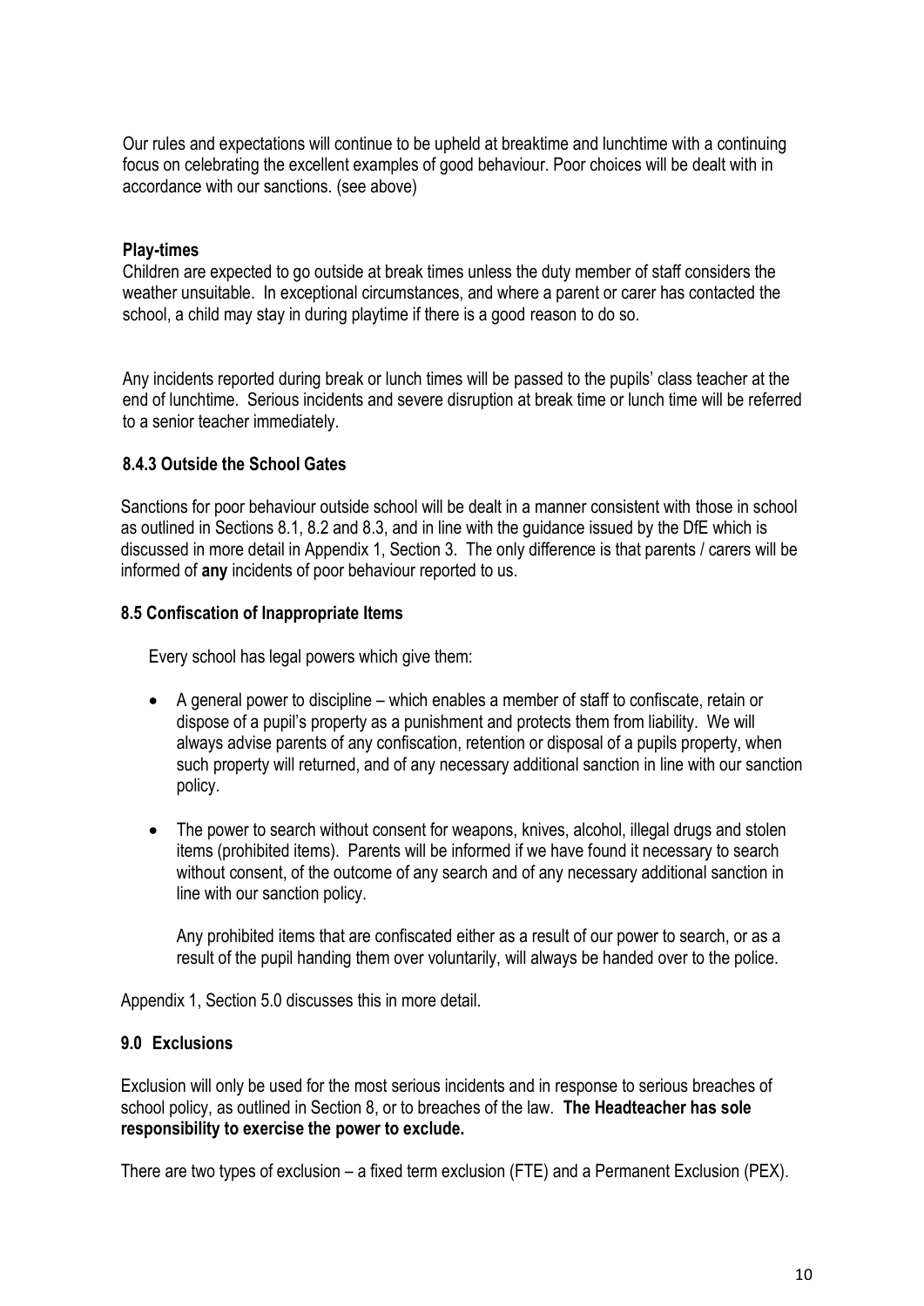Our rules and expectations will continue to be upheld at breaktime and lunchtime with a continuing focus on celebrating the excellent examples of good behaviour. Poor choices will be dealt with in accordance with our sanctions. (see above)

**Play-times**

Children are expected to go outside at break times unless the duty member of staff considers the weather unsuitable. In exceptional circumstances, and where a parent or carer has contacted the school, a child may stay in during playtime if there is a good reason to do so.

Any incidents reported during break or lunch times will be passed to the pupils' class teacher at the end of lunchtime. Serious incidents and severe disruption at break time or lunch time will be referred to a senior teacher immediately.

### 8.4.3 Outside the School Gates

Sanctions for poor behaviour outside school will be dealt in a manner consistent with those in school as outlined in Sections 8.1, 8.2 and 8.3, and in line with the guidance issued by the DfE which is discussed in more detail in Appendix 1, Section 3. The only difference is that parents / carers will be informed of **any** incidents of poor behaviour reported to us.

### 8.5 Confiscation of Inappropriate Items

Every school has legal powers which give them:

- A general power to discipline – which enables a member of staff to confiscate, retain or dispose of a pupil's property as a punishment and protects them from liability. We will always advise parents of any confiscation, retention or disposal of a pupils property, when such property will returned, and of any necessary additional sanction in line with our sanction policy.
- The power to search without consent for weapons, knives, alcohol, illegal drugs and stolen items (prohibited items). Parents will be informed if we have found it necessary to search without consent, of the outcome of any search and of any necessary additional sanction in line with our sanction policy.

  Any prohibited items that are confiscated either as a result of our power to search, or as a result of the pupil handing them over voluntarily, will always be handed over to the police.

Appendix 1, Section 5.0 discusses this in more detail.

## 9.0 Exclusions

Exclusion will only be used for the most serious incidents and in response to serious breaches of school policy, as outlined in Section 8, or to breaches of the law. **The Headteacher has sole responsibility to exercise the power to exclude.**

There are two types of exclusion – a fixed term exclusion (FTE) and a Permanent Exclusion (PEX).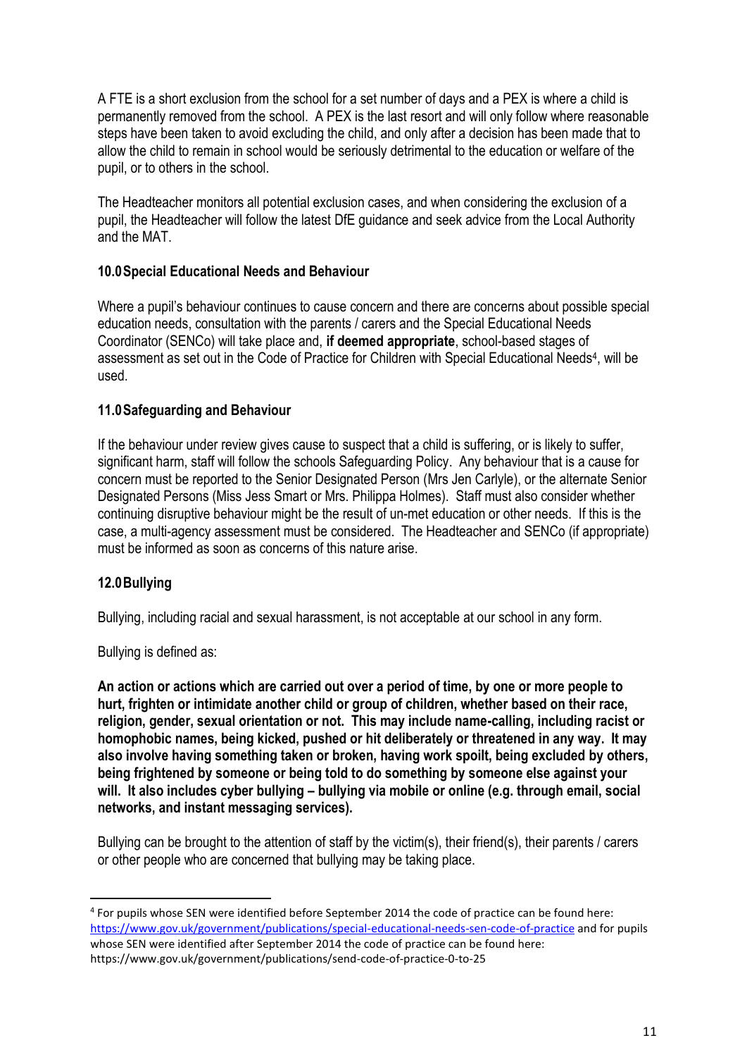A FTE is a short exclusion from the school for a set number of days and a PEX is where a child is permanently removed from the school. A PEX is the last resort and will only follow where reasonable steps have been taken to avoid excluding the child, and only after a decision has been made that to allow the child to remain in school would be seriously detrimental to the education or welfare of the pupil, or to others in the school.

The Headteacher monitors all potential exclusion cases, and when considering the exclusion of a pupil, the Headteacher will follow the latest DfE guidance and seek advice from the Local Authority and the MAT.

## 10.0 Special Educational Needs and Behaviour

Where a pupil's behaviour continues to cause concern and there are concerns about possible special education needs, consultation with the parents / carers and the Special Educational Needs Coordinator (SENCo) will take place and, **if deemed appropriate**, school-based stages of assessment as set out in the Code of Practice for Children with Special Educational Needs[4], will be used.

## 11.0 Safeguarding and Behaviour

If the behaviour under review gives cause to suspect that a child is suffering, or is likely to suffer, significant harm, staff will follow the schools Safeguarding Policy. Any behaviour that is a cause for concern must be reported to the Senior Designated Person (Mrs Jen Carlyle), or the alternate Senior Designated Persons (Miss Jess Smart or Mrs. Philippa Holmes). Staff must also consider whether continuing disruptive behaviour might be the result of un-met education or other needs. If this is the case, a multi-agency assessment must be considered. The Headteacher and SENCo (if appropriate) must be informed as soon as concerns of this nature arise.

## 12.0 Bullying

Bullying, including racial and sexual harassment, is not acceptable at our school in any form.

Bullying is defined as:

**An action or actions which are carried out over a period of time, by one or more people to hurt, frighten or intimidate another child or group of children, whether based on their race, religion, gender, sexual orientation or not. This may include name-calling, including racist or homophobic names, being kicked, pushed or hit deliberately or threatened in any way. It may also involve having something taken or broken, having work spoilt, being excluded by others, being frightened by someone or being told to do something by someone else against your will. It also includes cyber bullying – bullying via mobile or online (e.g. through email, social networks, and instant messaging services).**

Bullying can be brought to the attention of staff by the victim(s), their friend(s), their parents / carers or other people who are concerned that bullying may be taking place.

---

[4] For pupils whose SEN were identified before September 2014 the code of practice can be found here: https://www.gov.uk/government/publications/special-educational-needs-sen-code-of-practice and for pupils whose SEN were identified after September 2014 the code of practice can be found here: https://www.gov.uk/government/publications/send-code-of-practice-0-to-25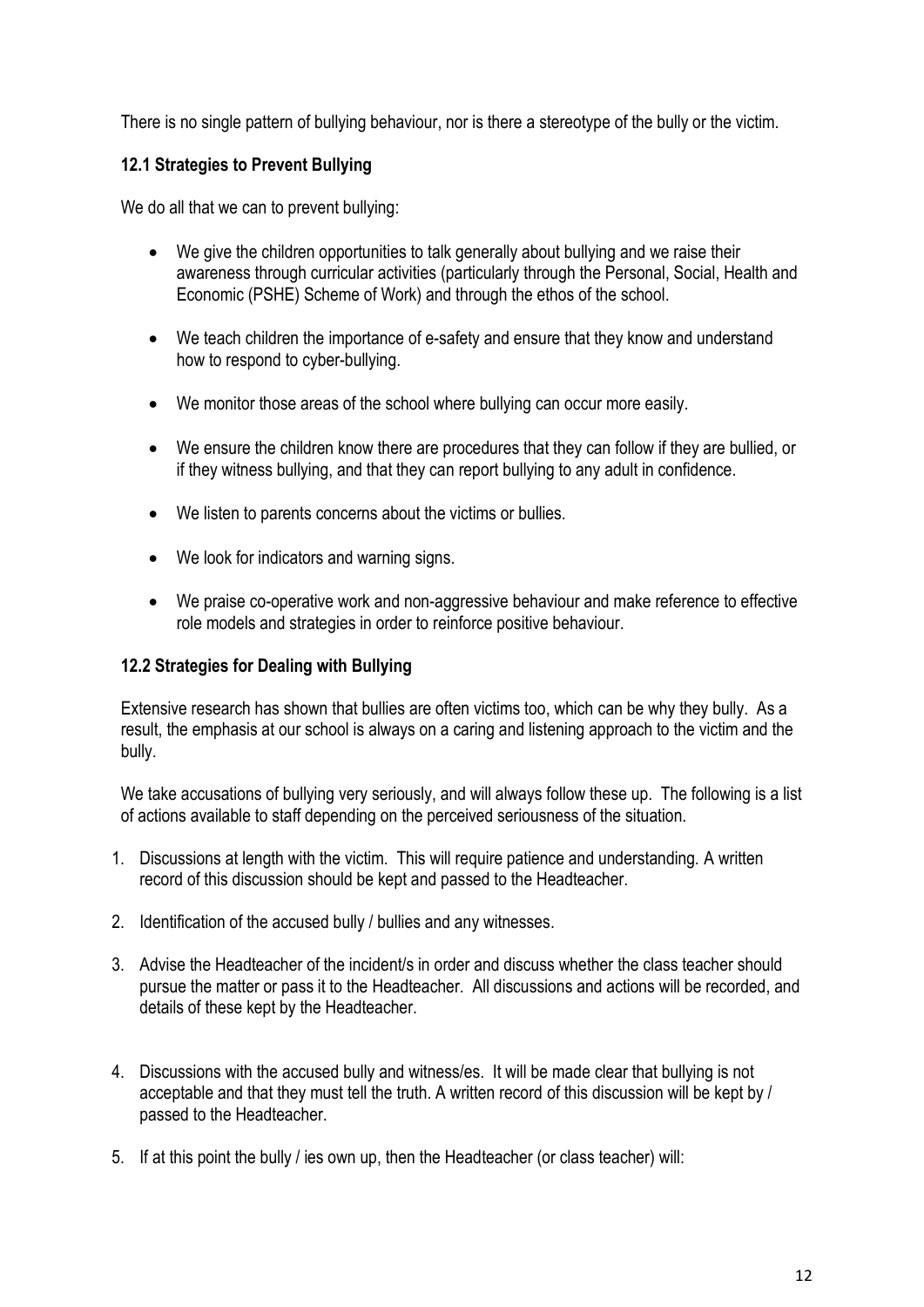There is no single pattern of bullying behaviour, nor is there a stereotype of the bully or the victim.

### 12.1 Strategies to Prevent Bullying

We do all that we can to prevent bullying:

- We give the children opportunities to talk generally about bullying and we raise their awareness through curricular activities (particularly through the Personal, Social, Health and Economic (PSHE) Scheme of Work) and through the ethos of the school.
- We teach children the importance of e-safety and ensure that they know and understand how to respond to cyber-bullying.
- We monitor those areas of the school where bullying can occur more easily.
- We ensure the children know there are procedures that they can follow if they are bullied, or if they witness bullying, and that they can report bullying to any adult in confidence.
- We listen to parents concerns about the victims or bullies.
- We look for indicators and warning signs.
- We praise co-operative work and non-aggressive behaviour and make reference to effective role models and strategies in order to reinforce positive behaviour.

### 12.2 Strategies for Dealing with Bullying

Extensive research has shown that bullies are often victims too, which can be why they bully. As a result, the emphasis at our school is always on a caring and listening approach to the victim and the bully.

We take accusations of bullying very seriously, and will always follow these up. The following is a list of actions available to staff depending on the perceived seriousness of the situation.

1. Discussions at length with the victim. This will require patience and understanding. A written record of this discussion should be kept and passed to the Headteacher.
2. Identification of the accused bully / bullies and any witnesses.
3. Advise the Headteacher of the incident/s in order and discuss whether the class teacher should pursue the matter or pass it to the Headteacher. All discussions and actions will be recorded, and details of these kept by the Headteacher.
4. Discussions with the accused bully and witness/es. It will be made clear that bullying is not acceptable and that they must tell the truth. A written record of this discussion will be kept by / passed to the Headteacher.
5. If at this point the bully / ies own up, then the Headteacher (or class teacher) will: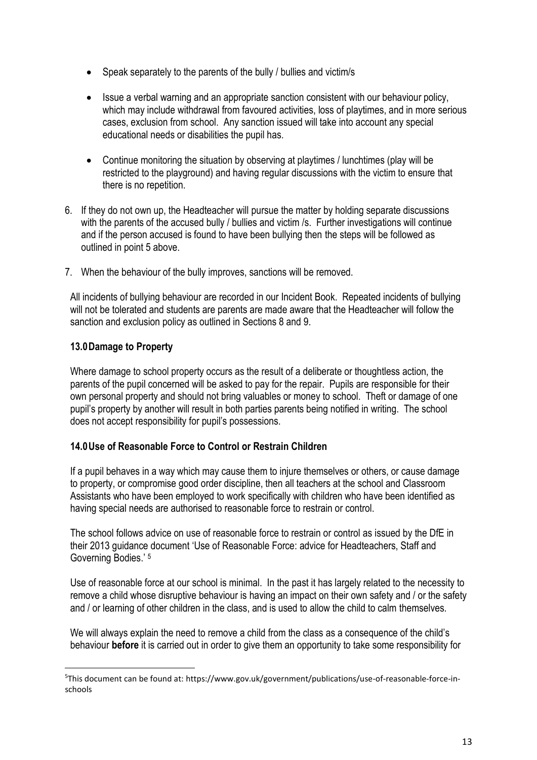- Speak separately to the parents of the bully / bullies and victim/s
- Issue a verbal warning and an appropriate sanction consistent with our behaviour policy, which may include withdrawal from favoured activities, loss of playtimes, and in more serious cases, exclusion from school. Any sanction issued will take into account any special educational needs or disabilities the pupil has.
- Continue monitoring the situation by observing at playtimes / lunchtimes (play will be restricted to the playground) and having regular discussions with the victim to ensure that there is no repetition.

6. If they do not own up, the Headteacher will pursue the matter by holding separate discussions with the parents of the accused bully / bullies and victim /s. Further investigations will continue and if the person accused is found to have been bullying then the steps will be followed as outlined in point 5 above.
7. When the behaviour of the bully improves, sanctions will be removed.

All incidents of bullying behaviour are recorded in our Incident Book. Repeated incidents of bullying will not be tolerated and students are parents are made aware that the Headteacher will follow the sanction and exclusion policy as outlined in Sections 8 and 9.

## 13.0 Damage to Property

Where damage to school property occurs as the result of a deliberate or thoughtless action, the parents of the pupil concerned will be asked to pay for the repair. Pupils are responsible for their own personal property and should not bring valuables or money to school. Theft or damage of one pupil's property by another will result in both parties parents being notified in writing. The school does not accept responsibility for pupil's possessions.

## 14.0 Use of Reasonable Force to Control or Restrain Children

If a pupil behaves in a way which may cause them to injure themselves or others, or cause damage to property, or compromise good order discipline, then all teachers at the school and Classroom Assistants who have been employed to work specifically with children who have been identified as having special needs are authorised to reasonable force to restrain or control.

The school follows advice on use of reasonable force to restrain or control as issued by the DfE in their 2013 guidance document 'Use of Reasonable Force: advice for Headteachers, Staff and Governing Bodies.' [5]

Use of reasonable force at our school is minimal. In the past it has largely related to the necessity to remove a child whose disruptive behaviour is having an impact on their own safety and / or the safety and / or learning of other children in the class, and is used to allow the child to calm themselves.

We will always explain the need to remove a child from the class as a consequence of the child's behaviour **before** it is carried out in order to give them an opportunity to take some responsibility for

---

[5] This document can be found at: https://www.gov.uk/government/publications/use-of-reasonable-force-in-schools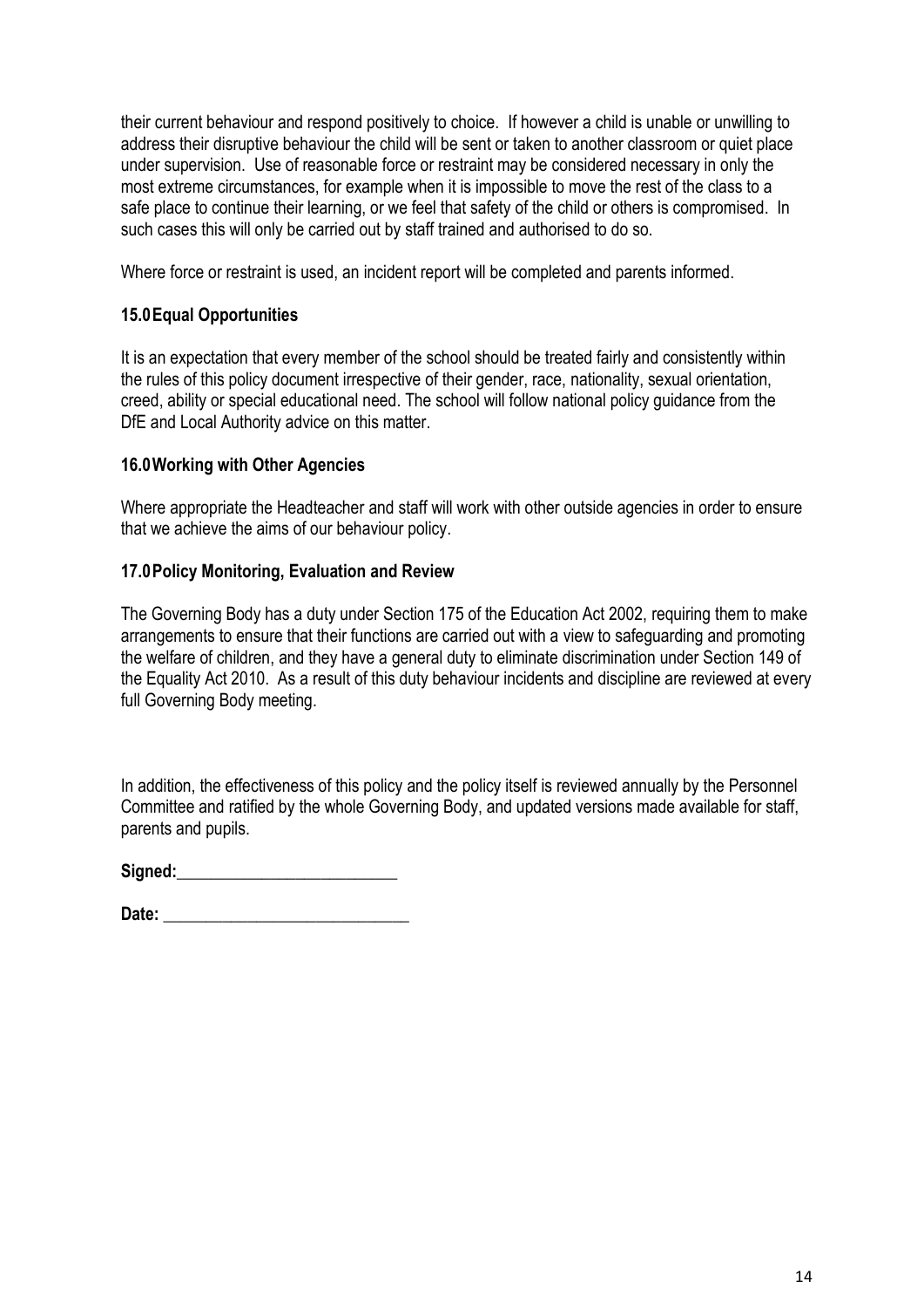their current behaviour and respond positively to choice. If however a child is unable or unwilling to address their disruptive behaviour the child will be sent or taken to another classroom or quiet place under supervision. Use of reasonable force or restraint may be considered necessary in only the most extreme circumstances, for example when it is impossible to move the rest of the class to a safe place to continue their learning, or we feel that safety of the child or others is compromised. In such cases this will only be carried out by staff trained and authorised to do so.

Where force or restraint is used, an incident report will be completed and parents informed.

### 15.0 Equal Opportunities

It is an expectation that every member of the school should be treated fairly and consistently within the rules of this policy document irrespective of their gender, race, nationality, sexual orientation, creed, ability or special educational need. The school will follow national policy guidance from the DfE and Local Authority advice on this matter.

### 16.0 Working with Other Agencies

Where appropriate the Headteacher and staff will work with other outside agencies in order to ensure that we achieve the aims of our behaviour policy.

### 17.0 Policy Monitoring, Evaluation and Review

The Governing Body has a duty under Section 175 of the Education Act 2002, requiring them to make arrangements to ensure that their functions are carried out with a view to safeguarding and promoting the welfare of children, and they have a general duty to eliminate discrimination under Section 149 of the Equality Act 2010. As a result of this duty behaviour incidents and discipline are reviewed at every full Governing Body meeting.

In addition, the effectiveness of this policy and the policy itself is reviewed annually by the Personnel Committee and ratified by the whole Governing Body, and updated versions made available for staff, parents and pupils.

**Signed:**___________________________

**Date:** ______________________________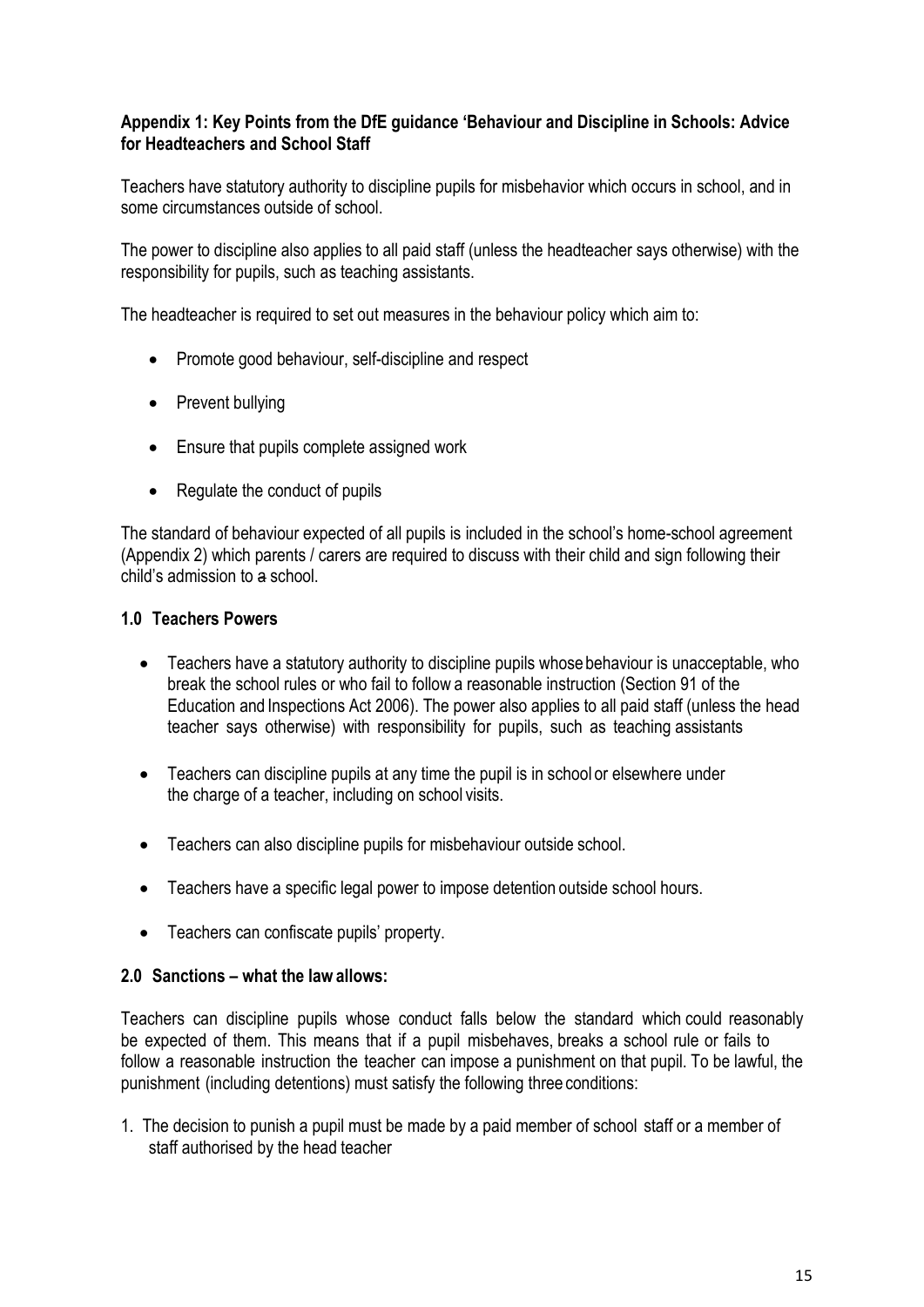**Appendix 1: Key Points from the DfE guidance 'Behaviour and Discipline in Schools: Advice for Headteachers and School Staff**

Teachers have statutory authority to discipline pupils for misbehavior which occurs in school, and in some circumstances outside of school.

The power to discipline also applies to all paid staff (unless the headteacher says otherwise) with the responsibility for pupils, such as teaching assistants.

The headteacher is required to set out measures in the behaviour policy which aim to:

- Promote good behaviour, self-discipline and respect
- Prevent bullying
- Ensure that pupils complete assigned work
- Regulate the conduct of pupils

The standard of behaviour expected of all pupils is included in the school's home-school agreement (Appendix 2) which parents / carers are required to discuss with their child and sign following their child's admission to ~~a~~ school.

**1.0 Teachers Powers**

- Teachers have a statutory authority to discipline pupils whose behaviour is unacceptable, who break the school rules or who fail to follow a reasonable instruction (Section 91 of the Education and Inspections Act 2006). The power also applies to all paid staff (unless the head teacher says otherwise) with responsibility for pupils, such as teaching assistants
- Teachers can discipline pupils at any time the pupil is in school or elsewhere under the charge of a teacher, including on school visits.
- Teachers can also discipline pupils for misbehaviour outside school.
- Teachers have a specific legal power to impose detention outside school hours.
- Teachers can confiscate pupils' property.

**2.0 Sanctions – what the law allows:**

Teachers can discipline pupils whose conduct falls below the standard which could reasonably be expected of them. This means that if a pupil misbehaves, breaks a school rule or fails to follow a reasonable instruction the teacher can impose a punishment on that pupil. To be lawful, the punishment (including detentions) must satisfy the following three conditions:

1. The decision to punish a pupil must be made by a paid member of school staff or a member of staff authorised by the head teacher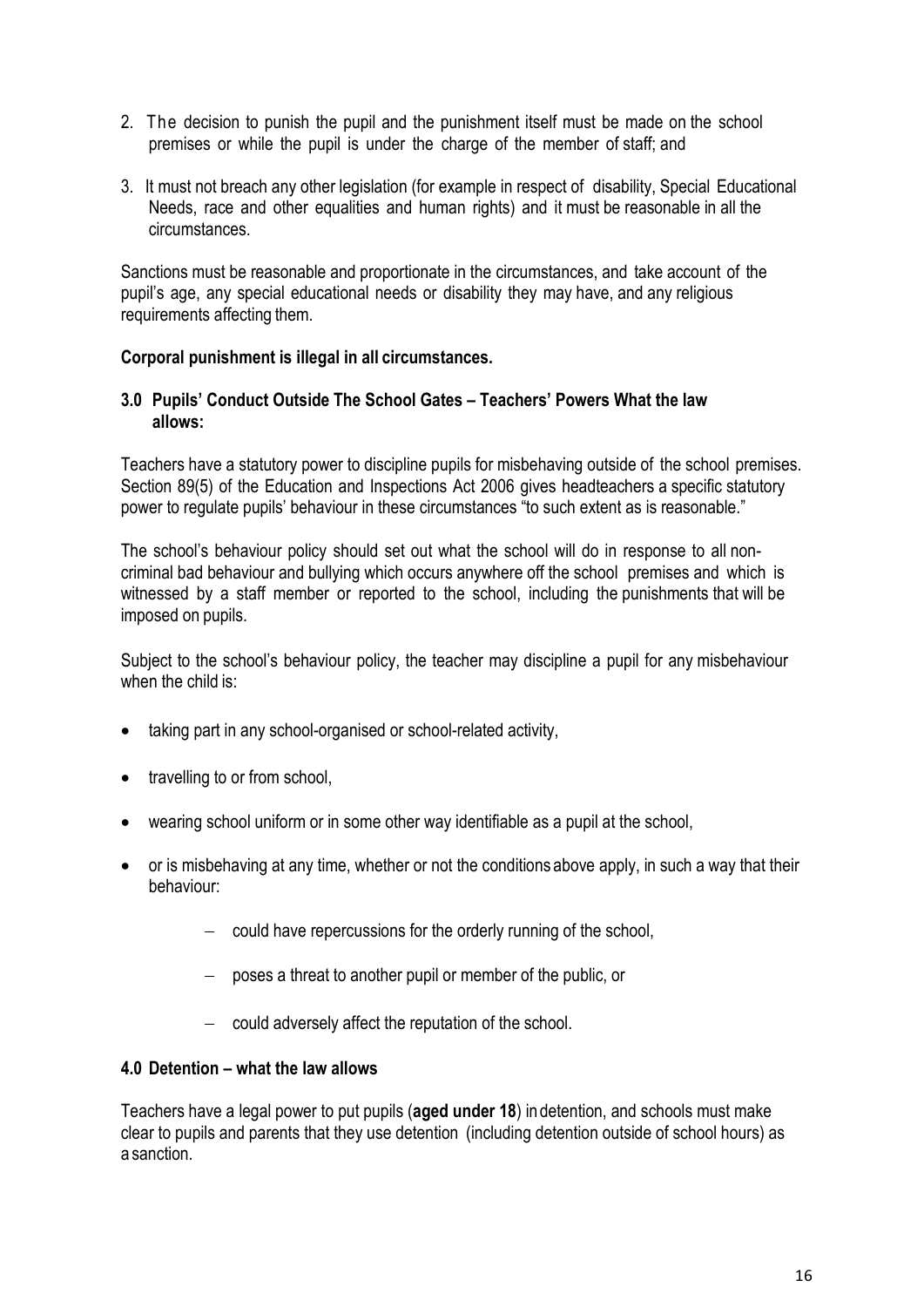2. The decision to punish the pupil and the punishment itself must be made on the school premises or while the pupil is under the charge of the member of staff; and

3. It must not breach any other legislation (for example in respect of disability, Special Educational Needs, race and other equalities and human rights) and it must be reasonable in all the circumstances.

Sanctions must be reasonable and proportionate in the circumstances, and take account of the pupil's age, any special educational needs or disability they may have, and any religious requirements affecting them.

**Corporal punishment is illegal in all circumstances.**

### 3.0 Pupils' Conduct Outside The School Gates – Teachers' Powers What the law allows:

Teachers have a statutory power to discipline pupils for misbehaving outside of the school premises. Section 89(5) of the Education and Inspections Act 2006 gives headteachers a specific statutory power to regulate pupils' behaviour in these circumstances "to such extent as is reasonable."

The school's behaviour policy should set out what the school will do in response to all non-criminal bad behaviour and bullying which occurs anywhere off the school premises and which is witnessed by a staff member or reported to the school, including the punishments that will be imposed on pupils.

Subject to the school's behaviour policy, the teacher may discipline a pupil for any misbehaviour when the child is:

- taking part in any school-organised or school-related activity,
- travelling to or from school,
- wearing school uniform or in some other way identifiable as a pupil at the school,
- or is misbehaving at any time, whether or not the conditions above apply, in such a way that their behaviour:
  - could have repercussions for the orderly running of the school,
  - poses a threat to another pupil or member of the public, or
  - could adversely affect the reputation of the school.

### 4.0 Detention – what the law allows

Teachers have a legal power to put pupils (**aged under 18**) in detention, and schools must make clear to pupils and parents that they use detention (including detention outside of school hours) as a sanction.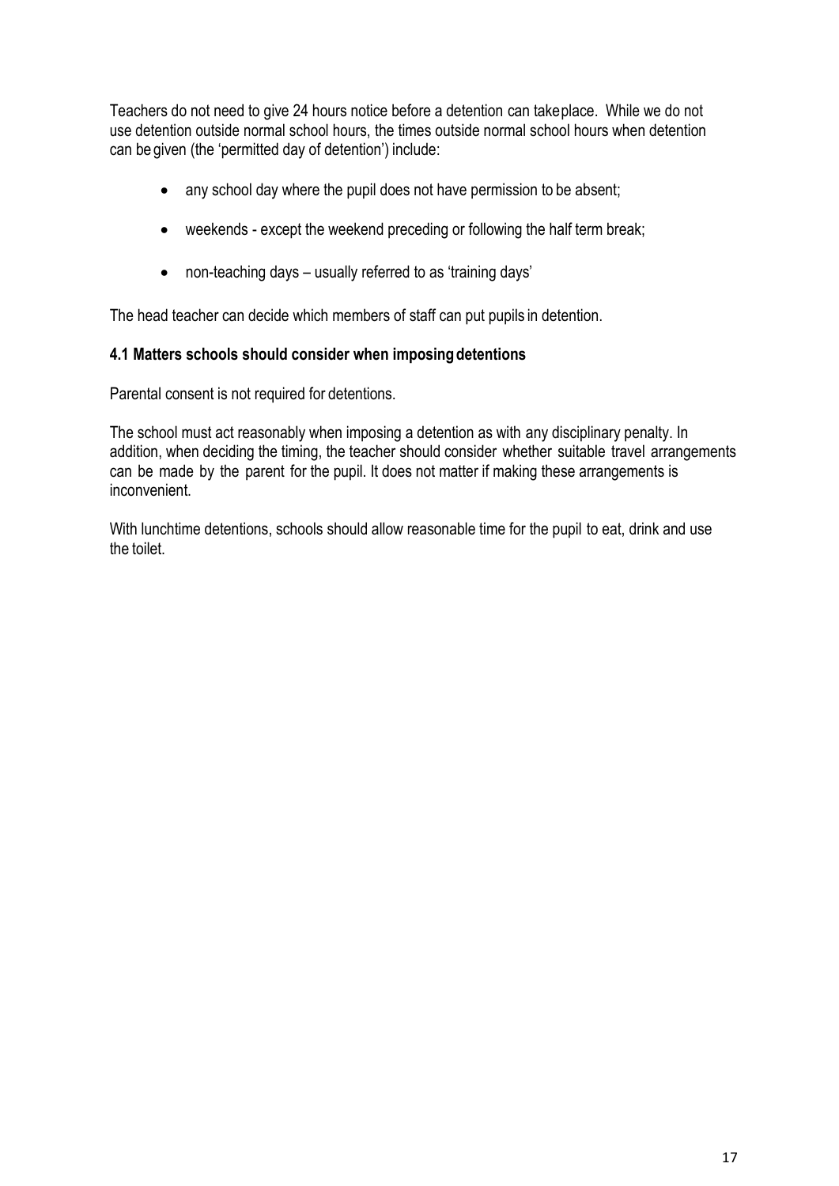Teachers do not need to give 24 hours notice before a detention can takeplace. While we do not use detention outside normal school hours, the times outside normal school hours when detention can be given (the 'permitted day of detention') include:

- any school day where the pupil does not have permission to be absent;
- weekends - except the weekend preceding or following the half term break;
- non-teaching days – usually referred to as 'training days'

The head teacher can decide which members of staff can put pupils in detention.

**4.1 Matters schools should consider when imposing detentions**

Parental consent is not required for detentions.

The school must act reasonably when imposing a detention as with any disciplinary penalty. In addition, when deciding the timing, the teacher should consider whether suitable travel arrangements can be made by the parent for the pupil. It does not matter if making these arrangements is inconvenient.

With lunchtime detentions, schools should allow reasonable time for the pupil to eat, drink and use the toilet.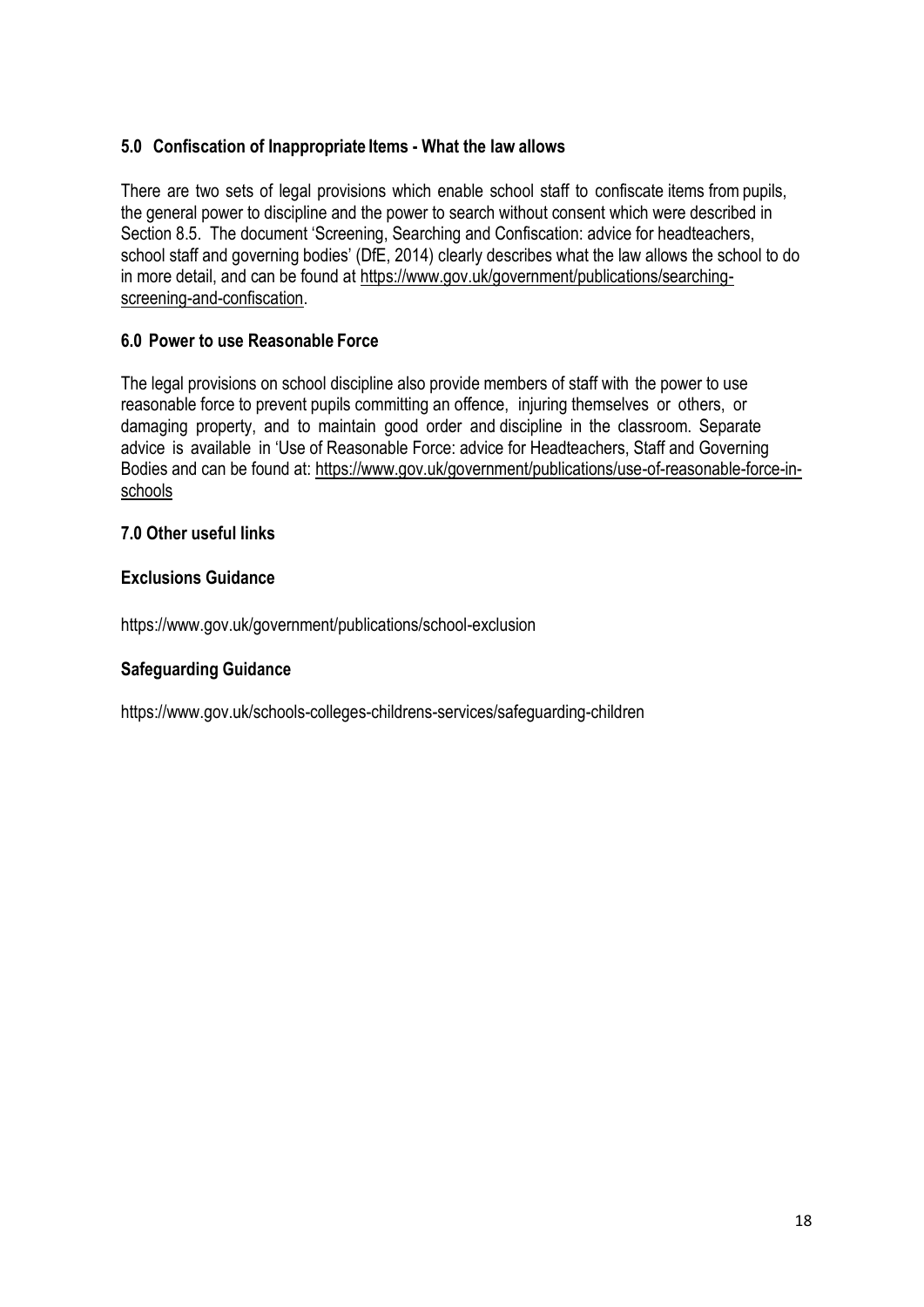## 5.0 Confiscation of Inappropriate Items - What the law allows

There are two sets of legal provisions which enable school staff to confiscate items from pupils, the general power to discipline and the power to search without consent which were described in Section 8.5. The document 'Screening, Searching and Confiscation: advice for headteachers, school staff and governing bodies' (DfE, 2014) clearly describes what the law allows the school to do in more detail, and can be found at https://www.gov.uk/government/publications/searching-screening-and-confiscation.

## 6.0 Power to use Reasonable Force

The legal provisions on school discipline also provide members of staff with the power to use reasonable force to prevent pupils committing an offence, injuring themselves or others, or damaging property, and to maintain good order and discipline in the classroom. Separate advice is available in 'Use of Reasonable Force: advice for Headteachers, Staff and Governing Bodies and can be found at: https://www.gov.uk/government/publications/use-of-reasonable-force-in-schools

## 7.0 Other useful links

### Exclusions Guidance

https://www.gov.uk/government/publications/school-exclusion

### Safeguarding Guidance

https://www.gov.uk/schools-colleges-childrens-services/safeguarding-children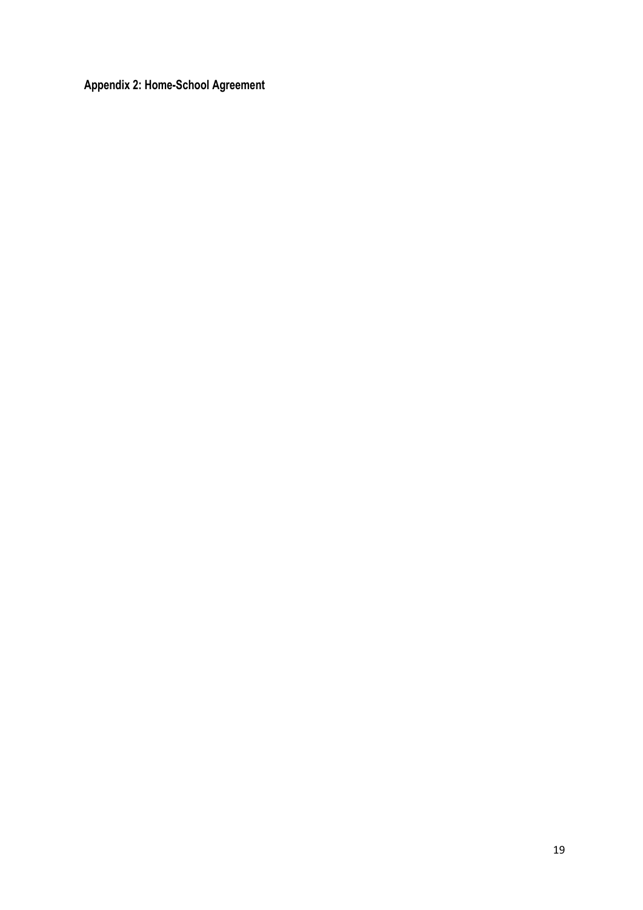**Appendix 2: Home-School Agreement**